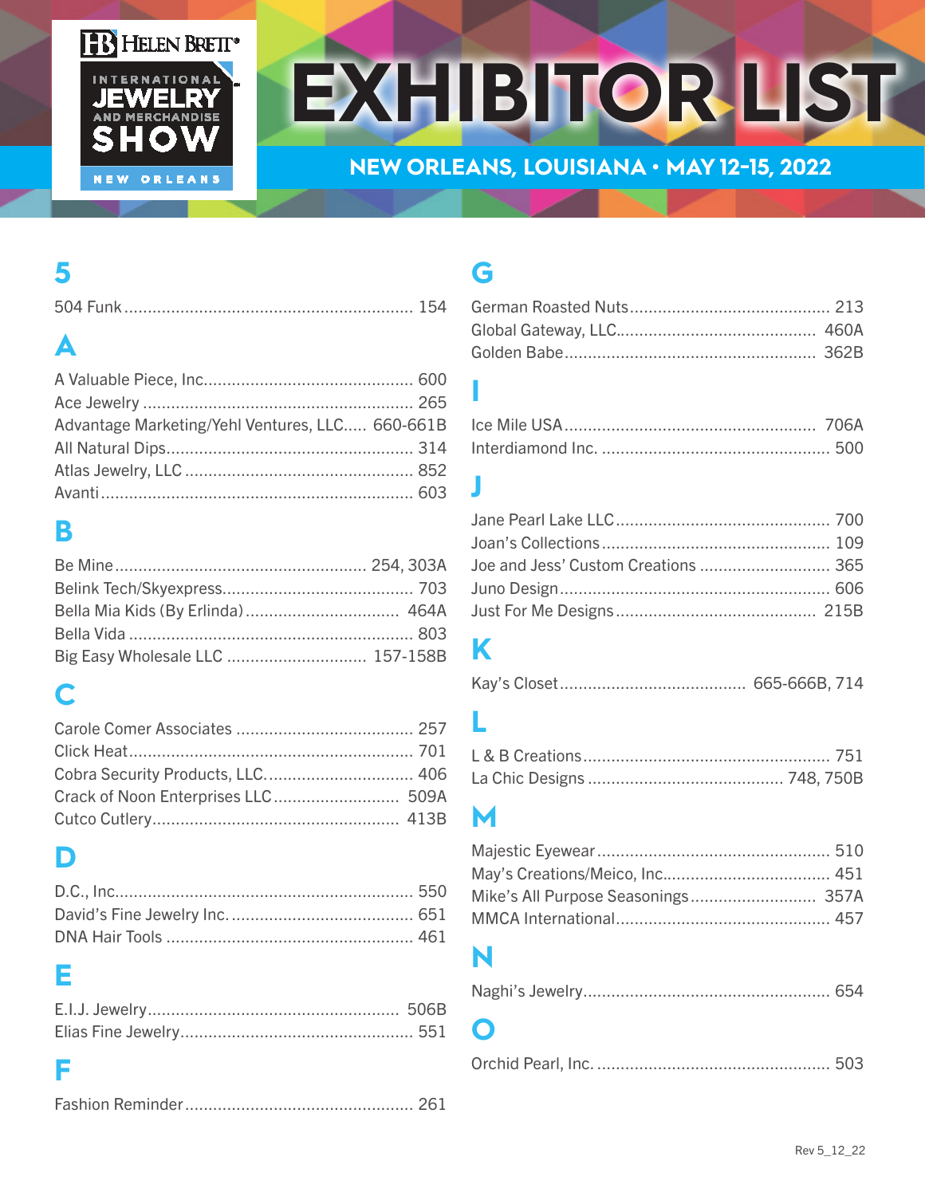HELEN BRETT® INTERNATIONAL JEWELRY AND MERCHANDISE SHOW NEW ORLEANS

# EXHIBITOR LIST

## NEW ORLEANS, LOUISIANA • MAY 12-15, 2022

## 5

504 Funk ............ 154

## A

A Valuable Piece, Inc. ............ 600
Ace Jewelry ............ 265
Advantage Marketing/Yehl Ventures, LLC ............ 660-661B
All Natural Dips ............ 314
Atlas Jewelry, LLC ............ 852
Avanti ............ 603

## B

Be Mine ............ 254, 303A
Belink Tech/Skyexpress ............ 703
Bella Mia Kids (By Erlinda) ............ 464A
Bella Vida ............ 803
Big Easy Wholesale LLC ............ 157-158B

## C

Carole Comer Associates ............ 257
Click Heat ............ 701
Cobra Security Products, LLC. ............ 406
Crack of Noon Enterprises LLC ............ 509A
Cutco Cutlery ............ 413B

## D

D.C., Inc. ............ 550
David's Fine Jewelry Inc. ............ 651
DNA Hair Tools ............ 461

## E

E.I.J. Jewelry ............ 506B
Elias Fine Jewelry ............ 551

## F

Fashion Reminder ............ 261

## G

German Roasted Nuts ............ 213
Global Gateway, LLC. ............ 460A
Golden Babe ............ 362B

## I

Ice Mile USA ............ 706A
Interdiamond Inc. ............ 500

## J

Jane Pearl Lake LLC ............ 700
Joan's Collections ............ 109
Joe and Jess' Custom Creations ............ 365
Juno Design ............ 606
Just For Me Designs ............ 215B

## K

Kay's Closet ............ 665-666B, 714

## L

L & B Creations ............ 751
La Chic Designs ............ 748, 750B

## M

Majestic Eyewear ............ 510
May's Creations/Meico, Inc. ............ 451
Mike's All Purpose Seasonings ............ 357A
MMCA International ............ 457

## N

Naghi's Jewelry ............ 654

## O

Orchid Pearl, Inc. ............ 503

Rev 5_12_22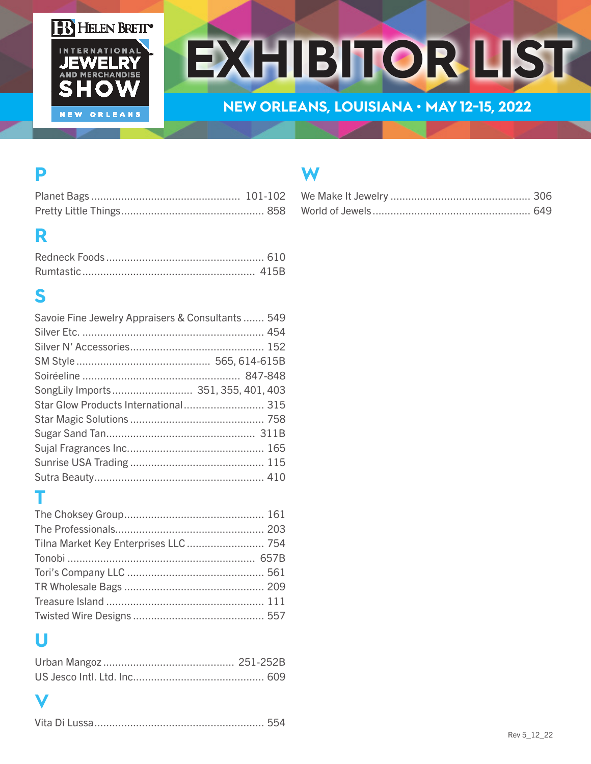# EXHIBITOR LIST

HELEN BRETT INTERNATIONAL JEWELRY AND MERCHANDISE SHOW NEW ORLEANS

## NEW ORLEANS, LOUISIANA • MAY 12-15, 2022

## P

Planet Bags .................................................. 101-102
Pretty Little Things................................................ 858

## R

Redneck Foods .................................................... 610
Rumtastic ......................................................... 415B

## S

Savoie Fine Jewelry Appraisers & Consultants ....... 549
Silver Etc. ............................................................ 454
Silver N' Accessories............................................ 152
SM Style ............................................ 565, 614-615B
Soiréeline .................................................... 847-848
SongLily Imports.......................... 351, 355, 401, 403
Star Glow Products International.......................... 315
Star Magic Solutions ............................................ 758
Sugar Sand Tan................................................. 311B
Sujal Fragrances Inc............................................. 165
Sunrise USA Trading ............................................ 115
Sutra Beauty........................................................ 410

## T

The Choksey Group.............................................. 161
The Professionals................................................. 203
Tilna Market Key Enterprises LLC .......................... 754
Tonobi .............................................................. 657B
Tori's Company LLC ............................................. 561
TR Wholesale Bags .............................................. 209
Treasure Island .................................................... 111
Twisted Wire Designs ........................................... 557

## U

Urban Mangoz ........................................... 251-252B
US Jesco Intl. Ltd. Inc........................................... 609

## V

Vita Di Lussa........................................................ 554

## W

We Make It Jewelry .............................................. 306
World of Jewels.................................................... 649

Rev 5_12_22